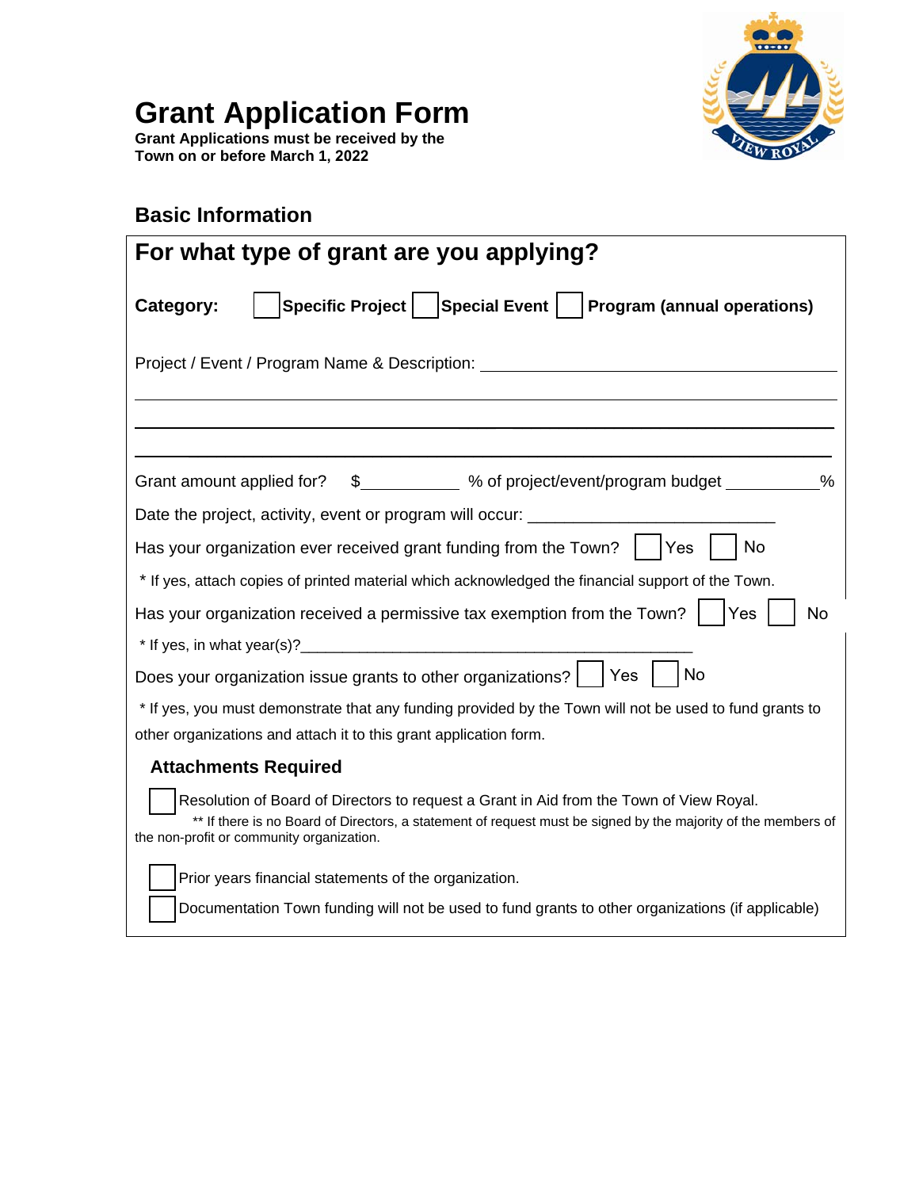# Grant Application Form

**Grant Applications must be received by the Town on or before March 1, 2022**

## Basic Information

### For what type of grant are you applying?

**Category:** ☐ **Specific Project** ☐ **Special Event** ☐ **Program (annual operations)**

Project / Event / Program Name & Description: ____________________________________________

______________________________________________________________________________

______________________________________________________________________________

______________________________________________________________________________

Grant amount applied for? $___________ % of project/event/program budget __________%

Date the project, activity, event or program will occur: ___________________________

Has your organization ever received grant funding from the Town? ☐ Yes ☐ No

* If yes, attach copies of printed material which acknowledged the financial support of the Town.

Has your organization received a permissive tax exemption from the Town? ☐ Yes ☐ No

* If yes, in what year(s)?_______________________________________________

Does your organization issue grants to other organizations? ☐ Yes ☐ No

* If yes, you must demonstrate that any funding provided by the Town will not be used to fund grants to other organizations and attach it to this grant application form.

### Attachments Required

☐ Resolution of Board of Directors to request a Grant in Aid from the Town of View Royal.

** If there is no Board of Directors, a statement of request must be signed by the majority of the members of the non-profit or community organization.

☐ Prior years financial statements of the organization.

☐ Documentation Town funding will not be used to fund grants to other organizations (if applicable)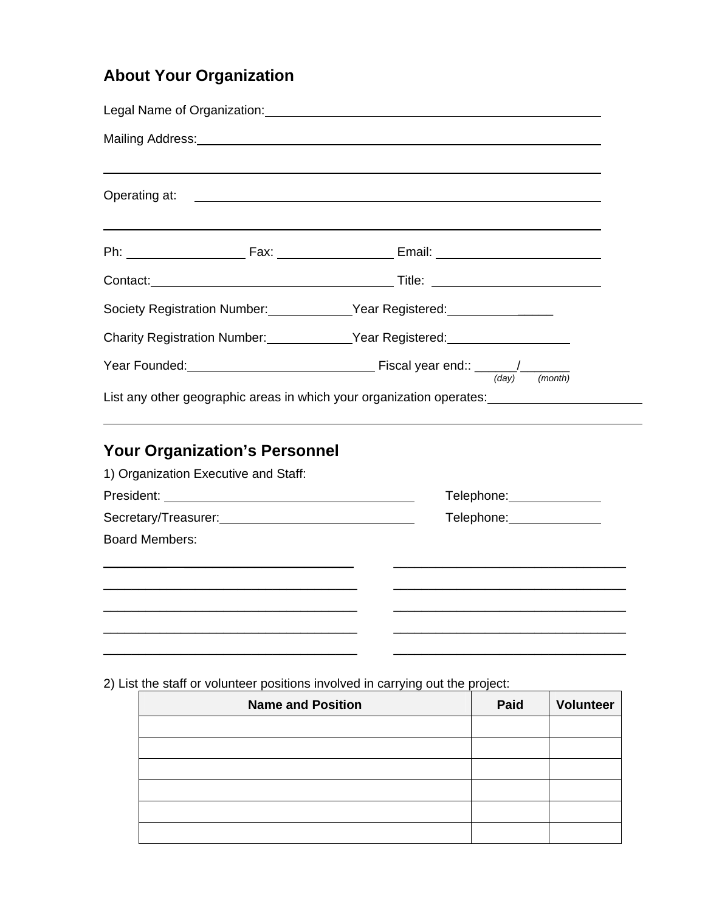## About Your Organization

Legal Name of Organization: ______________________________________________

Mailing Address: ______________________________________________________

______________________________________________________________________

Operating at: ________________________________________________________

______________________________________________________________________

Ph: ________________ Fax: ________________ Email: ______________________

Contact: ____________________________________ Title: ______________________

Society Registration Number: ____________ Year Registered: ________________

Charity Registration Number: ____________ Year Registered: ________________

Year Founded: __________________________ Fiscal year end:: ______/_______
*(day) (month)*

List any other geographic areas in which your organization operates: ______________________

______________________________________________________________________

## Your Organization's Personnel

1) Organization Executive and Staff:

President: ____________________________________ Telephone: ______________

Secretary/Treasurer: ____________________________ Telephone: ______________

Board Members:

____________________________________ ____________________________________

____________________________________ ____________________________________

____________________________________ ____________________________________

____________________________________ ____________________________________

____________________________________ ____________________________________

2) List the staff or volunteer positions involved in carrying out the project:

| Name and Position | Paid | Volunteer |
|---|---|---|
| | | |
| | | |
| | | |
| | | |
| | | |
| | | |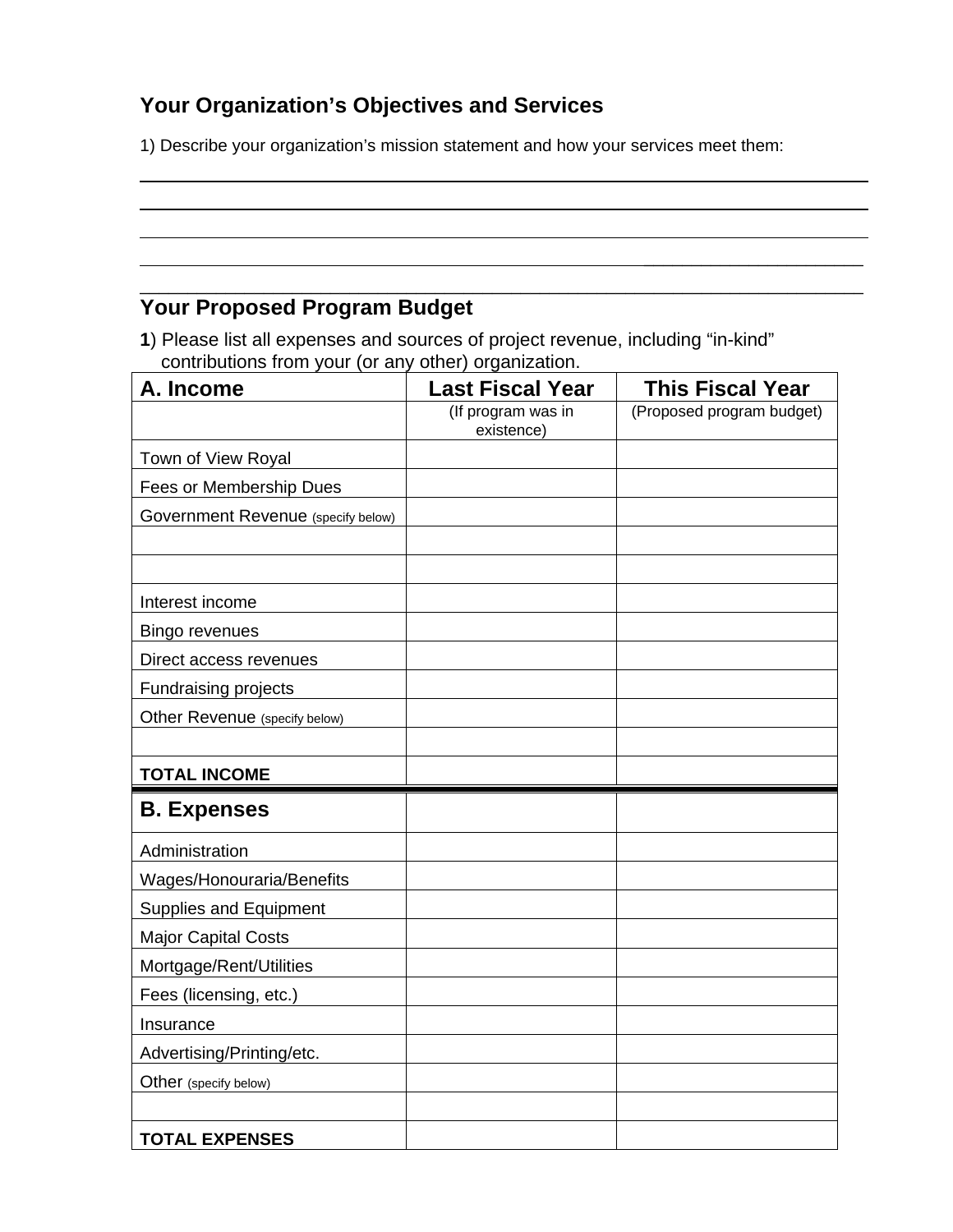## Your Organization's Objectives and Services

1) Describe your organization's mission statement and how your services meet them:

______________________________________________________________________________

______________________________________________________________________________

______________________________________________________________________________

______________________________________________________________________________

______________________________________________________________________________

## Your Proposed Program Budget

**1**) Please list all expenses and sources of project revenue, including "in-kind" contributions from your (or any other) organization.

| **A. Income** | **Last Fiscal Year** | **This Fiscal Year** |
|---|---|---|
| | (If program was in existence) | (Proposed program budget) |
| Town of View Royal | | |
| Fees or Membership Dues | | |
| Government Revenue (specify below) | | |
| | | |
| | | |
| Interest income | | |
| Bingo revenues | | |
| Direct access revenues | | |
| Fundraising projects | | |
| Other Revenue (specify below) | | |
| | | |
| **TOTAL INCOME** | | |
| **B. Expenses** | | |
| Administration | | |
| Wages/Honouraria/Benefits | | |
| Supplies and Equipment | | |
| Major Capital Costs | | |
| Mortgage/Rent/Utilities | | |
| Fees (licensing, etc.) | | |
| Insurance | | |
| Advertising/Printing/etc. | | |
| Other (specify below) | | |
| | | |
| **TOTAL EXPENSES** | | |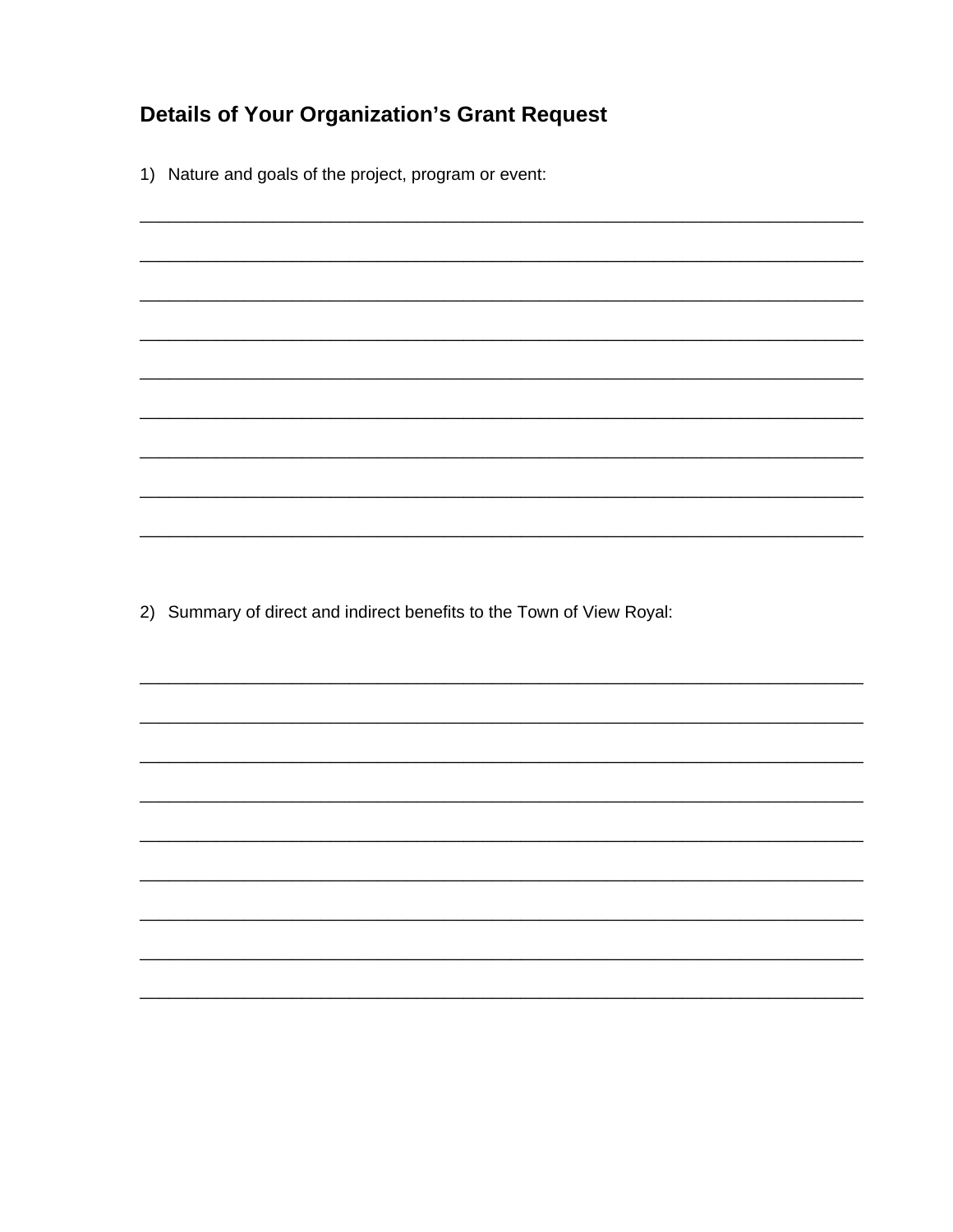## Details of Your Organization's Grant Request

1) Nature and goals of the project, program or event:

\_\_\_\_\_\_\_\_\_\_\_\_\_\_\_\_\_\_\_\_\_\_\_\_\_\_\_\_\_\_\_\_\_\_\_\_\_\_\_\_\_\_\_\_\_\_\_\_\_\_\_\_\_\_\_\_\_\_\_\_\_\_\_\_\_\_\_\_\_\_\_\_

\_\_\_\_\_\_\_\_\_\_\_\_\_\_\_\_\_\_\_\_\_\_\_\_\_\_\_\_\_\_\_\_\_\_\_\_\_\_\_\_\_\_\_\_\_\_\_\_\_\_\_\_\_\_\_\_\_\_\_\_\_\_\_\_\_\_\_\_\_\_\_\_

\_\_\_\_\_\_\_\_\_\_\_\_\_\_\_\_\_\_\_\_\_\_\_\_\_\_\_\_\_\_\_\_\_\_\_\_\_\_\_\_\_\_\_\_\_\_\_\_\_\_\_\_\_\_\_\_\_\_\_\_\_\_\_\_\_\_\_\_\_\_\_\_

\_\_\_\_\_\_\_\_\_\_\_\_\_\_\_\_\_\_\_\_\_\_\_\_\_\_\_\_\_\_\_\_\_\_\_\_\_\_\_\_\_\_\_\_\_\_\_\_\_\_\_\_\_\_\_\_\_\_\_\_\_\_\_\_\_\_\_\_\_\_\_\_

\_\_\_\_\_\_\_\_\_\_\_\_\_\_\_\_\_\_\_\_\_\_\_\_\_\_\_\_\_\_\_\_\_\_\_\_\_\_\_\_\_\_\_\_\_\_\_\_\_\_\_\_\_\_\_\_\_\_\_\_\_\_\_\_\_\_\_\_\_\_\_\_

\_\_\_\_\_\_\_\_\_\_\_\_\_\_\_\_\_\_\_\_\_\_\_\_\_\_\_\_\_\_\_\_\_\_\_\_\_\_\_\_\_\_\_\_\_\_\_\_\_\_\_\_\_\_\_\_\_\_\_\_\_\_\_\_\_\_\_\_\_\_\_\_

\_\_\_\_\_\_\_\_\_\_\_\_\_\_\_\_\_\_\_\_\_\_\_\_\_\_\_\_\_\_\_\_\_\_\_\_\_\_\_\_\_\_\_\_\_\_\_\_\_\_\_\_\_\_\_\_\_\_\_\_\_\_\_\_\_\_\_\_\_\_\_\_

\_\_\_\_\_\_\_\_\_\_\_\_\_\_\_\_\_\_\_\_\_\_\_\_\_\_\_\_\_\_\_\_\_\_\_\_\_\_\_\_\_\_\_\_\_\_\_\_\_\_\_\_\_\_\_\_\_\_\_\_\_\_\_\_\_\_\_\_\_\_\_\_

\_\_\_\_\_\_\_\_\_\_\_\_\_\_\_\_\_\_\_\_\_\_\_\_\_\_\_\_\_\_\_\_\_\_\_\_\_\_\_\_\_\_\_\_\_\_\_\_\_\_\_\_\_\_\_\_\_\_\_\_\_\_\_\_\_\_\_\_\_\_\_\_

2) Summary of direct and indirect benefits to the Town of View Royal:

\_\_\_\_\_\_\_\_\_\_\_\_\_\_\_\_\_\_\_\_\_\_\_\_\_\_\_\_\_\_\_\_\_\_\_\_\_\_\_\_\_\_\_\_\_\_\_\_\_\_\_\_\_\_\_\_\_\_\_\_\_\_\_\_\_\_\_\_\_\_\_\_

\_\_\_\_\_\_\_\_\_\_\_\_\_\_\_\_\_\_\_\_\_\_\_\_\_\_\_\_\_\_\_\_\_\_\_\_\_\_\_\_\_\_\_\_\_\_\_\_\_\_\_\_\_\_\_\_\_\_\_\_\_\_\_\_\_\_\_\_\_\_\_\_

\_\_\_\_\_\_\_\_\_\_\_\_\_\_\_\_\_\_\_\_\_\_\_\_\_\_\_\_\_\_\_\_\_\_\_\_\_\_\_\_\_\_\_\_\_\_\_\_\_\_\_\_\_\_\_\_\_\_\_\_\_\_\_\_\_\_\_\_\_\_\_\_

\_\_\_\_\_\_\_\_\_\_\_\_\_\_\_\_\_\_\_\_\_\_\_\_\_\_\_\_\_\_\_\_\_\_\_\_\_\_\_\_\_\_\_\_\_\_\_\_\_\_\_\_\_\_\_\_\_\_\_\_\_\_\_\_\_\_\_\_\_\_\_\_

\_\_\_\_\_\_\_\_\_\_\_\_\_\_\_\_\_\_\_\_\_\_\_\_\_\_\_\_\_\_\_\_\_\_\_\_\_\_\_\_\_\_\_\_\_\_\_\_\_\_\_\_\_\_\_\_\_\_\_\_\_\_\_\_\_\_\_\_\_\_\_\_

\_\_\_\_\_\_\_\_\_\_\_\_\_\_\_\_\_\_\_\_\_\_\_\_\_\_\_\_\_\_\_\_\_\_\_\_\_\_\_\_\_\_\_\_\_\_\_\_\_\_\_\_\_\_\_\_\_\_\_\_\_\_\_\_\_\_\_\_\_\_\_\_

\_\_\_\_\_\_\_\_\_\_\_\_\_\_\_\_\_\_\_\_\_\_\_\_\_\_\_\_\_\_\_\_\_\_\_\_\_\_\_\_\_\_\_\_\_\_\_\_\_\_\_\_\_\_\_\_\_\_\_\_\_\_\_\_\_\_\_\_\_\_\_\_

\_\_\_\_\_\_\_\_\_\_\_\_\_\_\_\_\_\_\_\_\_\_\_\_\_\_\_\_\_\_\_\_\_\_\_\_\_\_\_\_\_\_\_\_\_\_\_\_\_\_\_\_\_\_\_\_\_\_\_\_\_\_\_\_\_\_\_\_\_\_\_\_

\_\_\_\_\_\_\_\_\_\_\_\_\_\_\_\_\_\_\_\_\_\_\_\_\_\_\_\_\_\_\_\_\_\_\_\_\_\_\_\_\_\_\_\_\_\_\_\_\_\_\_\_\_\_\_\_\_\_\_\_\_\_\_\_\_\_\_\_\_\_\_\_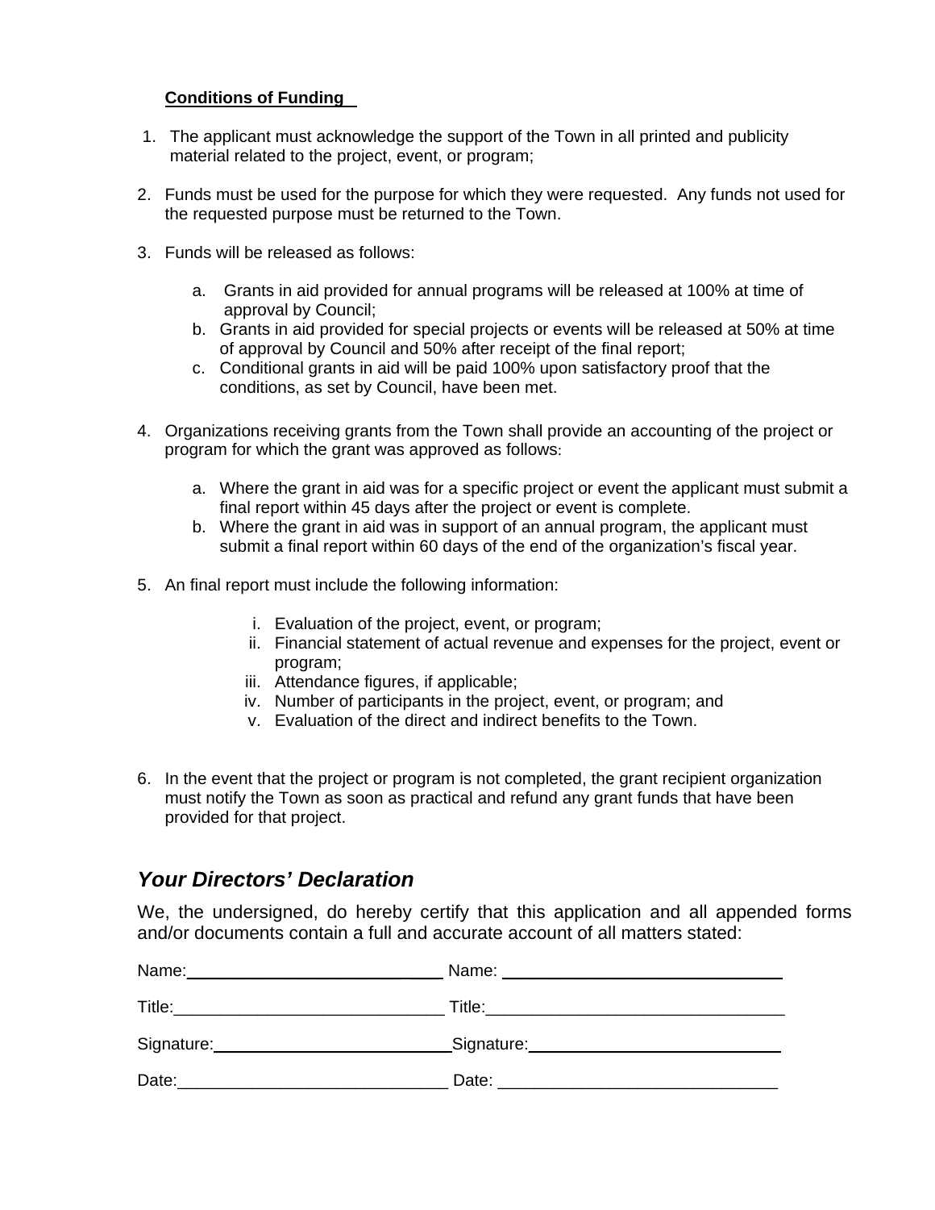**Conditions of Funding**

1. The applicant must acknowledge the support of the Town in all printed and publicity material related to the project, event, or program;

2. Funds must be used for the purpose for which they were requested. Any funds not used for the requested purpose must be returned to the Town.

3. Funds will be released as follows:

    a. Grants in aid provided for annual programs will be released at 100% at time of approval by Council;
    b. Grants in aid provided for special projects or events will be released at 50% at time of approval by Council and 50% after receipt of the final report;
    c. Conditional grants in aid will be paid 100% upon satisfactory proof that the conditions, as set by Council, have been met.

4. Organizations receiving grants from the Town shall provide an accounting of the project or program for which the grant was approved as follows:

    a. Where the grant in aid was for a specific project or event the applicant must submit a final report within 45 days after the project or event is complete.
    b. Where the grant in aid was in support of an annual program, the applicant must submit a final report within 60 days of the end of the organization's fiscal year.

5. An final report must include the following information:

    i. Evaluation of the project, event, or program;
    ii. Financial statement of actual revenue and expenses for the project, event or program;
    iii. Attendance figures, if applicable;
    iv. Number of participants in the project, event, or program; and
    v. Evaluation of the direct and indirect benefits to the Town.

6. In the event that the project or program is not completed, the grant recipient organization must notify the Town as soon as practical and refund any grant funds that have been provided for that project.

## *Your Directors' Declaration*

We, the undersigned, do hereby certify that this application and all appended forms and/or documents contain a full and accurate account of all matters stated:

Name:_____________________________ Name: _______________________________

Title:_____________________________ Title:________________________________

Signature:__________________________ Signature:____________________________

Date:_____________________________ Date: ______________________________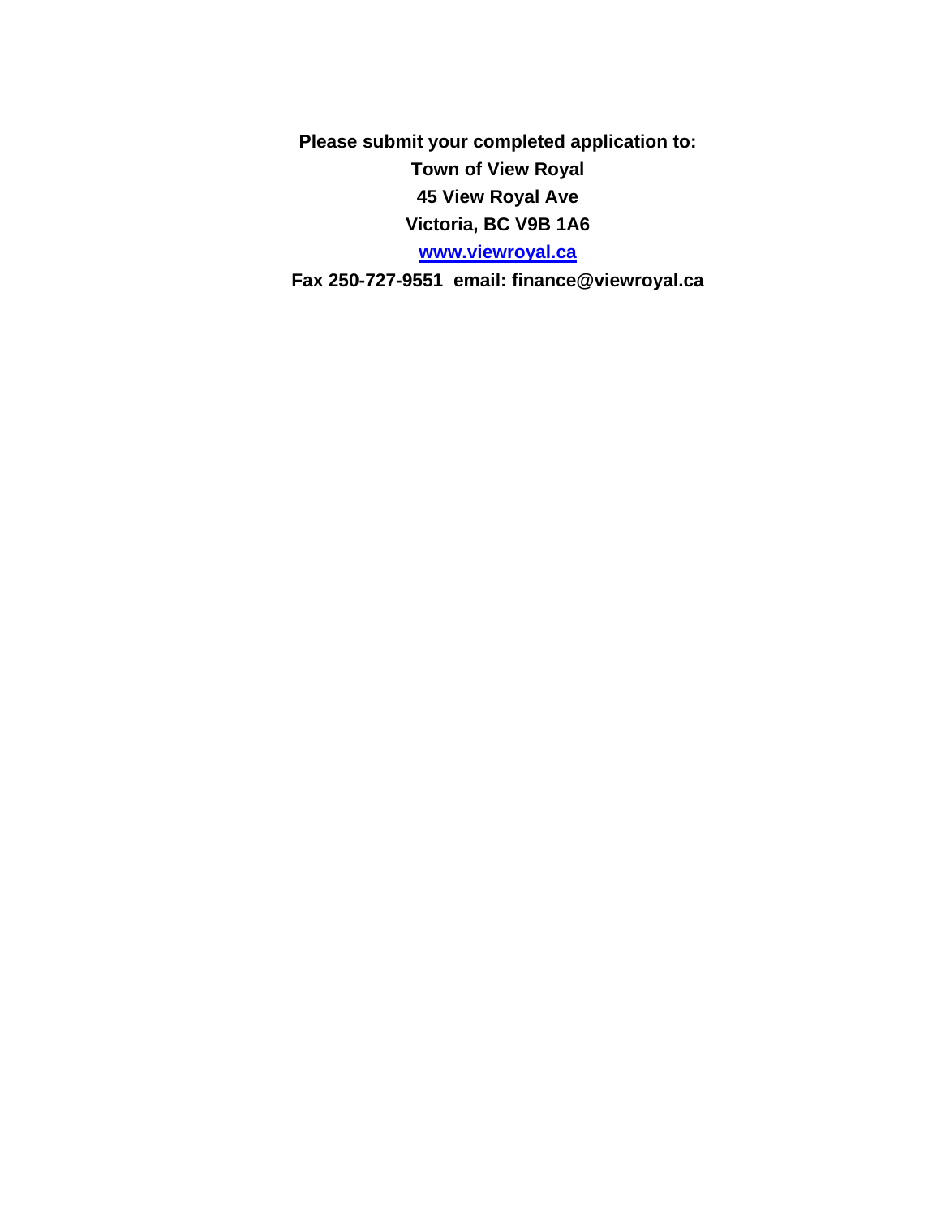**Please submit your completed application to:**

**Town of View Royal**

**45 View Royal Ave**

**Victoria, BC V9B 1A6**

**[www.viewroyal.ca](http://www.viewroyal.ca)**

**Fax 250-727-9551 email: finance@viewroyal.ca**